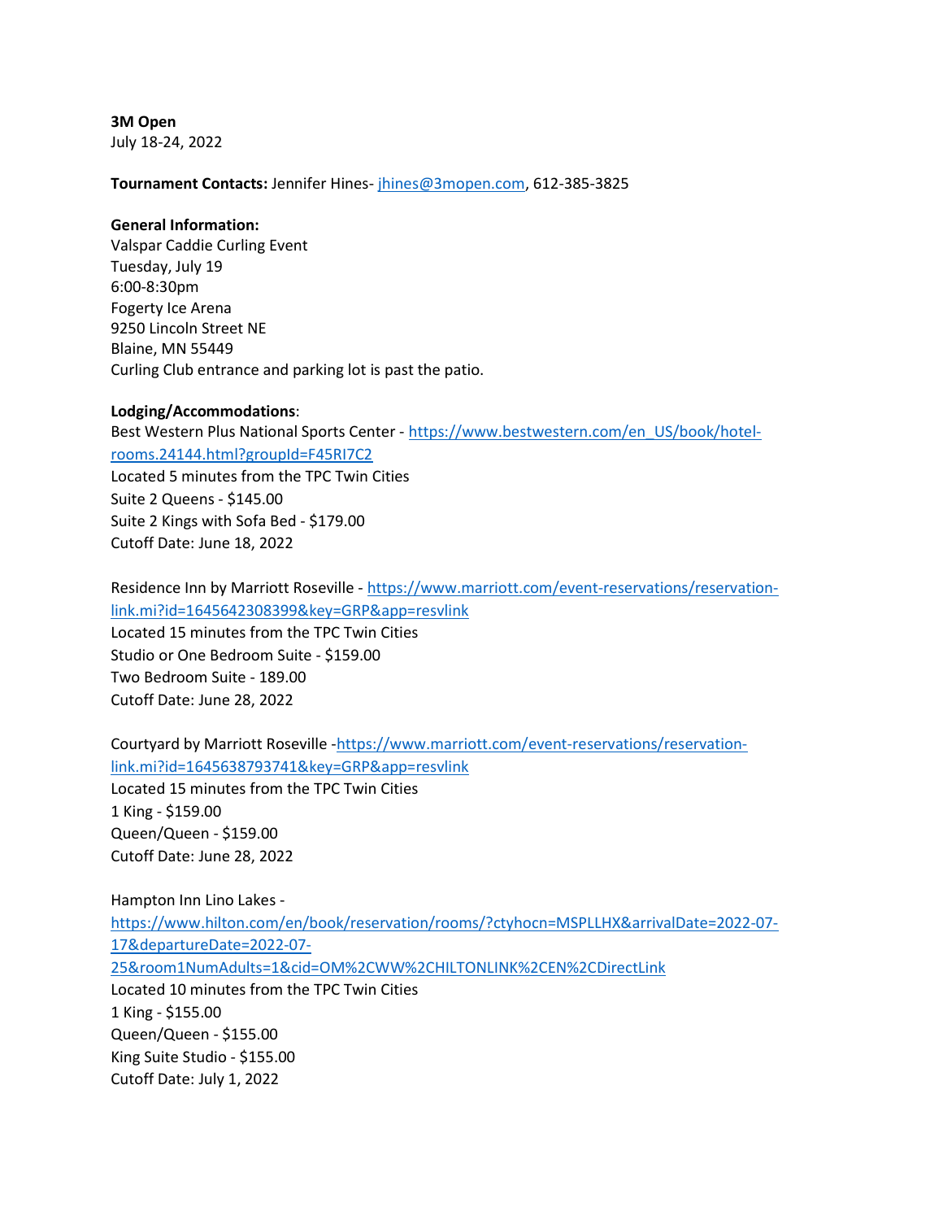**3M Open**
July 18-24, 2022

**Tournament Contacts:** Jennifer Hines- jhines@3mopen.com, 612-385-3825

**General Information:**
Valspar Caddie Curling Event
Tuesday, July 19
6:00-8:30pm
Fogerty Ice Arena
9250 Lincoln Street NE
Blaine, MN 55449
Curling Club entrance and parking lot is past the patio.

**Lodging/Accommodations**:
Best Western Plus National Sports Center - https://www.bestwestern.com/en_US/book/hotel-rooms.24144.html?groupId=F45RI7C2
Located 5 minutes from the TPC Twin Cities
Suite 2 Queens - $145.00
Suite 2 Kings with Sofa Bed - $179.00
Cutoff Date: June 18, 2022

Residence Inn by Marriott Roseville - https://www.marriott.com/event-reservations/reservation-link.mi?id=1645642308399&key=GRP&app=resvlink
Located 15 minutes from the TPC Twin Cities
Studio or One Bedroom Suite - $159.00
Two Bedroom Suite - 189.00
Cutoff Date: June 28, 2022

Courtyard by Marriott Roseville -https://www.marriott.com/event-reservations/reservation-link.mi?id=1645638793741&key=GRP&app=resvlink
Located 15 minutes from the TPC Twin Cities
1 King - $159.00
Queen/Queen - $159.00
Cutoff Date: June 28, 2022

Hampton Inn Lino Lakes -
https://www.hilton.com/en/book/reservation/rooms/?ctyhocn=MSPLLHX&arrivalDate=2022-07-17&departureDate=2022-07-25&room1NumAdults=1&cid=OM%2CWW%2CHILTONLINK%2CEN%2CDirectLink
Located 10 minutes from the TPC Twin Cities
1 King - $155.00
Queen/Queen - $155.00
King Suite Studio - $155.00
Cutoff Date: July 1, 2022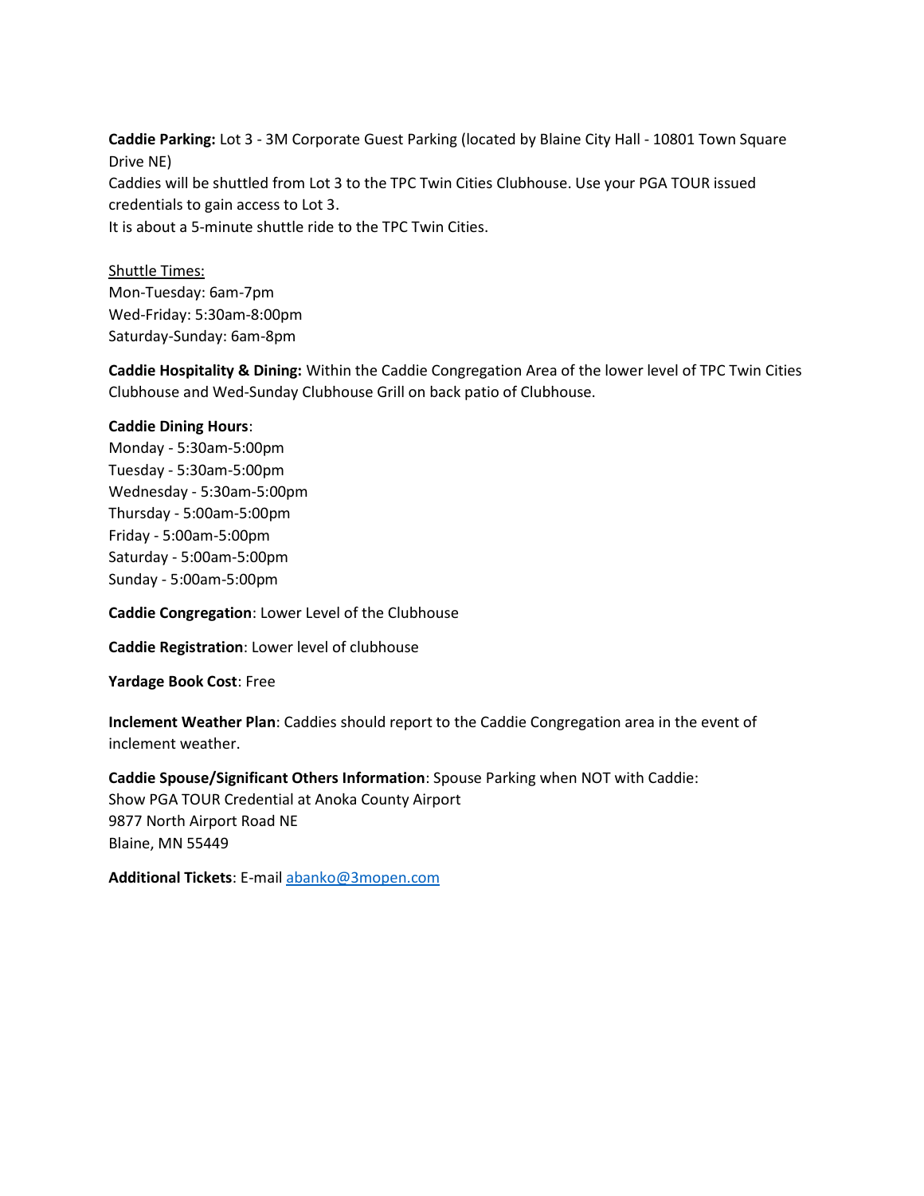**Caddie Parking:** Lot 3 - 3M Corporate Guest Parking (located by Blaine City Hall - 10801 Town Square Drive NE)
Caddies will be shuttled from Lot 3 to the TPC Twin Cities Clubhouse. Use your PGA TOUR issued credentials to gain access to Lot 3.
It is about a 5-minute shuttle ride to the TPC Twin Cities.

<u>Shuttle Times:</u>
Mon-Tuesday: 6am-7pm
Wed-Friday: 5:30am-8:00pm
Saturday-Sunday: 6am-8pm

**Caddie Hospitality & Dining:** Within the Caddie Congregation Area of the lower level of TPC Twin Cities Clubhouse and Wed-Sunday Clubhouse Grill on back patio of Clubhouse.

**Caddie Dining Hours**:
Monday - 5:30am-5:00pm
Tuesday - 5:30am-5:00pm
Wednesday - 5:30am-5:00pm
Thursday - 5:00am-5:00pm
Friday - 5:00am-5:00pm
Saturday - 5:00am-5:00pm
Sunday - 5:00am-5:00pm

**Caddie Congregation**: Lower Level of the Clubhouse

**Caddie Registration**: Lower level of clubhouse

**Yardage Book Cost**: Free

**Inclement Weather Plan**: Caddies should report to the Caddie Congregation area in the event of inclement weather.

**Caddie Spouse/Significant Others Information**: Spouse Parking when NOT with Caddie:
Show PGA TOUR Credential at Anoka County Airport
9877 North Airport Road NE
Blaine, MN 55449

**Additional Tickets**: E-mail [abanko@3mopen.com](mailto:abanko@3mopen.com)